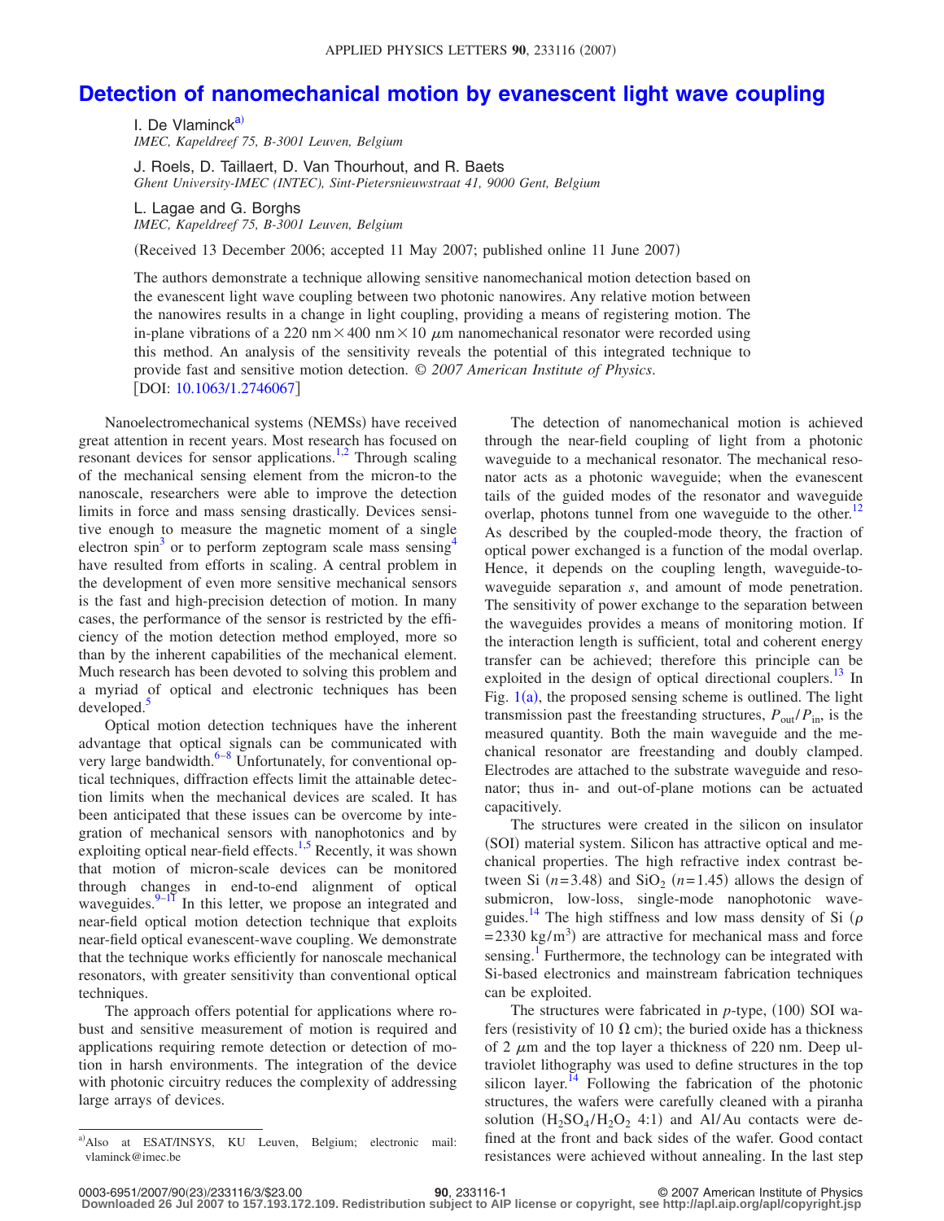# Detection of nanomechanical motion by evanescent light wave coupling

I. De Vlaminck[a)]
*IMEC, Kapeldreef 75, B-3001 Leuven, Belgium*

J. Roels, D. Taillaert, D. Van Thourhout, and R. Baets
*Ghent University-IMEC (INTEC), Sint-Pietersnieuwstraat 41, 9000 Gent, Belgium*

L. Lagae and G. Borghs
*IMEC, Kapeldreef 75, B-3001 Leuven, Belgium*

(Received 13 December 2006; accepted 11 May 2007; published online 11 June 2007)

The authors demonstrate a technique allowing sensitive nanomechanical motion detection based on the evanescent light wave coupling between two photonic nanowires. Any relative motion between the nanowires results in a change in light coupling, providing a means of registering motion. The in-plane vibrations of a 220 nm × 400 nm × 10 $\mu$m nanomechanical resonator were recorded using this method. An analysis of the sensitivity reveals the potential of this integrated technique to provide fast and sensitive motion detection. *© 2007 American Institute of Physics.* [DOI: 10.1063/1.2746067]

Nanoelectromechanical systems (NEMSs) have received great attention in recent years. Most research has focused on resonant devices for sensor applications.[1,2] Through scaling of the mechanical sensing element from the micron-to the nanoscale, researchers were able to improve the detection limits in force and mass sensing drastically. Devices sensitive enough to measure the magnetic moment of a single electron spin[3] or to perform zeptogram scale mass sensing[4] have resulted from efforts in scaling. A central problem in the development of even more sensitive mechanical sensors is the fast and high-precision detection of motion. In many cases, the performance of the sensor is restricted by the efficiency of the motion detection method employed, more so than by the inherent capabilities of the mechanical element. Much research has been devoted to solving this problem and a myriad of optical and electronic techniques has been developed.[5]

Optical motion detection techniques have the inherent advantage that optical signals can be communicated with very large bandwidth.[6–8] Unfortunately, for conventional optical techniques, diffraction effects limit the attainable detection limits when the mechanical devices are scaled. It has been anticipated that these issues can be overcome by integration of mechanical sensors with nanophotonics and by exploiting optical near-field effects.[1,5] Recently, it was shown that motion of micron-scale devices can be monitored through changes in end-to-end alignment of optical waveguides.[9–11] In this letter, we propose an integrated and near-field optical motion detection technique that exploits near-field optical evanescent-wave coupling. We demonstrate that the technique works efficiently for nanoscale mechanical resonators, with greater sensitivity than conventional optical techniques.

The approach offers potential for applications where robust and sensitive measurement of motion is required and applications requiring remote detection or detection of motion in harsh environments. The integration of the device with photonic circuitry reduces the complexity of addressing large arrays of devices.

The detection of nanomechanical motion is achieved through the near-field coupling of light from a photonic waveguide to a mechanical resonator. The mechanical resonator acts as a photonic waveguide; when the evanescent tails of the guided modes of the resonator and waveguide overlap, photons tunnel from one waveguide to the other.[12] As described by the coupled-mode theory, the fraction of optical power exchanged is a function of the modal overlap. Hence, it depends on the coupling length, waveguide-to-waveguide separation $s$, and amount of mode penetration. The sensitivity of power exchange to the separation between the waveguides provides a means of monitoring motion. If the interaction length is sufficient, total and coherent energy transfer can be achieved; therefore this principle can be exploited in the design of optical directional couplers.[13] In Fig. 1(a), the proposed sensing scheme is outlined. The light transmission past the freestanding structures, $P_{out}/P_{in}$, is the measured quantity. Both the main waveguide and the mechanical resonator are freestanding and doubly clamped. Electrodes are attached to the substrate waveguide and resonator; thus in- and out-of-plane motions can be actuated capacitively.

The structures were created in the silicon on insulator (SOI) material system. Silicon has attractive optical and mechanical properties. The high refractive index contrast between Si ($n$=3.48) and $SiO_2$ ($n$=1.45) allows the design of submicron, low-loss, single-mode nanophotonic waveguides.[14] The high stiffness and low mass density of Si ($\rho = 2330\ \mathrm{kg/m^3}$) are attractive for mechanical mass and force sensing.[1] Furthermore, the technology can be integrated with Si-based electronics and mainstream fabrication techniques can be exploited.

The structures were fabricated in $p$-type, (100) SOI wafers (resistivity of 10 $\Omega$ cm); the buried oxide has a thickness of 2 $\mu$m and the top layer a thickness of 220 nm. Deep ultraviolet lithography was used to define structures in the top silicon layer.[14] Following the fabrication of the photonic structures, the wafers were carefully cleaned with a piranha solution ($H_2SO_4/H_2O_2$ 4:1) and Al/Au contacts were defined at the front and back sides of the wafer. Good contact resistances were achieved without annealing. In the last step

a)Also at ESAT/INSYS, KU Leuven, Belgium; electronic mail: vlaminck@imec.be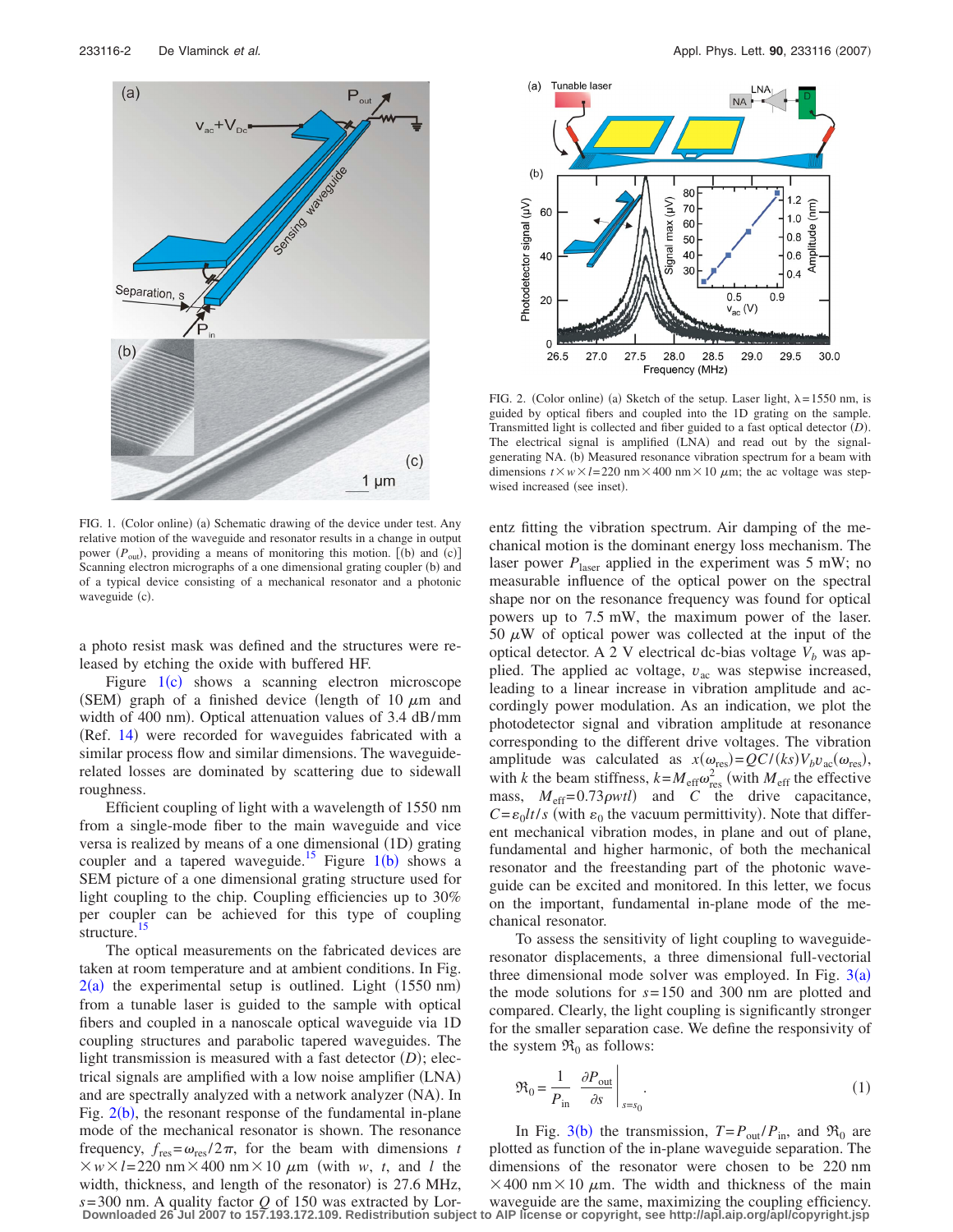FIG. 1. (Color online) (a) Schematic drawing of the device under test. Any relative motion of the waveguide and resonator results in a change in output power ($P_{out}$), providing a means of monitoring this motion. [(b) and (c)] Scanning electron micrographs of a one dimensional grating coupler (b) and of a typical device consisting of a mechanical resonator and a photonic waveguide (c).

a photo resist mask was defined and the structures were released by etching the oxide with buffered HF.

Figure 1(c) shows a scanning electron microscope (SEM) graph of a finished device (length of 10 $\mu$m and width of 400 nm). Optical attenuation values of 3.4 dB/mm (Ref. 14) were recorded for waveguides fabricated with a similar process flow and similar dimensions. The waveguide-related losses are dominated by scattering due to sidewall roughness.

Efficient coupling of light with a wavelength of 1550 nm from a single-mode fiber to the main waveguide and vice versa is realized by means of a one dimensional (1D) grating coupler and a tapered waveguide.[15] Figure 1(b) shows a SEM picture of a one dimensional grating structure used for light coupling to the chip. Coupling efficiencies up to 30% per coupler can be achieved for this type of coupling structure.[15]

The optical measurements on the fabricated devices are taken at room temperature and at ambient conditions. In Fig. 2(a) the experimental setup is outlined. Light (1550 nm) from a tunable laser is guided to the sample with optical fibers and coupled in a nanoscale optical waveguide via 1D coupling structures and parabolic tapered waveguides. The light transmission is measured with a fast detector ($D$); electrical signals are amplified with a low noise amplifier (LNA) and are spectrally analyzed with a network analyzer (NA). In Fig. 2(b), the resonant response of the fundamental in-plane mode of the mechanical resonator is shown. The resonance frequency, $f_{res}=\omega_{res}/2\pi$, for the beam with dimensions $t\times w\times l=220$ nm$\times 400$ nm$\times 10$ $\mu$m (with $w$, $t$, and $l$ the width, thickness, and length of the resonator) is 27.6 MHz, $s=300$ nm. A quality factor $Q$ of 150 was extracted by Lorentz fitting the vibration spectrum. Air damping of the mechanical motion is the dominant energy loss mechanism. The laser power $P_{laser}$ applied in the experiment was 5 mW; no measurable influence of the optical power on the spectral shape nor on the resonance frequency was found for optical powers up to 7.5 mW, the maximum power of the laser. 50 $\mu$W of optical power was collected at the input of the optical detector. A 2 V electrical dc-bias voltage $V_b$ was applied. The applied ac voltage, $v_{ac}$ was stepwise increased, leading to a linear increase in vibration amplitude and accordingly power modulation. As an indication, we plot the photodetector signal and vibration amplitude at resonance corresponding to the different drive voltages. The vibration amplitude was calculated as $x(\omega_{res})=QC/(ks)V_b v_{ac}(\omega_{res})$, with $k$ the beam stiffness, $k=M_{eff}\omega_{res}^2$ (with $M_{eff}$ the effective mass, $M_{eff}=0.73\rho wtl$) and $C$ the drive capacitance, $C=\varepsilon_0 lt/s$ (with $\varepsilon_0$ the vacuum permittivity). Note that different mechanical vibration modes, in plane and out of plane, fundamental and higher harmonic, of both the mechanical resonator and the freestanding part of the photonic waveguide can be excited and monitored. In this letter, we focus on the important, fundamental in-plane mode of the mechanical resonator.

FIG. 2. (Color online) (a) Sketch of the setup. Laser light, $\lambda=1550$ nm, is guided by optical fibers and coupled into the 1D grating on the sample. Transmitted light is collected and fiber guided to a fast optical detector ($D$). The electrical signal is amplified (LNA) and read out by the signal-generating NA. (b) Measured resonance vibration spectrum for a beam with dimensions $t\times w\times l=220$ nm$\times 400$ nm$\times 10$ $\mu$m; the ac voltage was stepwised increased (see inset).

To assess the sensitivity of light coupling to waveguide-resonator displacements, a three dimensional full-vectorial three dimensional mode solver was employed. In Fig. 3(a) the mode solutions for $s=150$ and 300 nm are plotted and compared. Clearly, the light coupling is significantly stronger for the smaller separation case. We define the responsivity of the system $\Re_0$ as follows:

$$\Re_0=\frac{1}{P_{in}}\left.\frac{\partial P_{out}}{\partial s}\right|_{s=s_0}. \tag{1}$$

In Fig. 3(b) the transmission, $T=P_{out}/P_{in}$, and $\Re_0$ are plotted as function of the in-plane waveguide separation. The dimensions of the resonator were chosen to be 220 nm $\times 400$ nm$\times 10$ $\mu$m. The width and thickness of the main waveguide are the same, maximizing the coupling efficiency.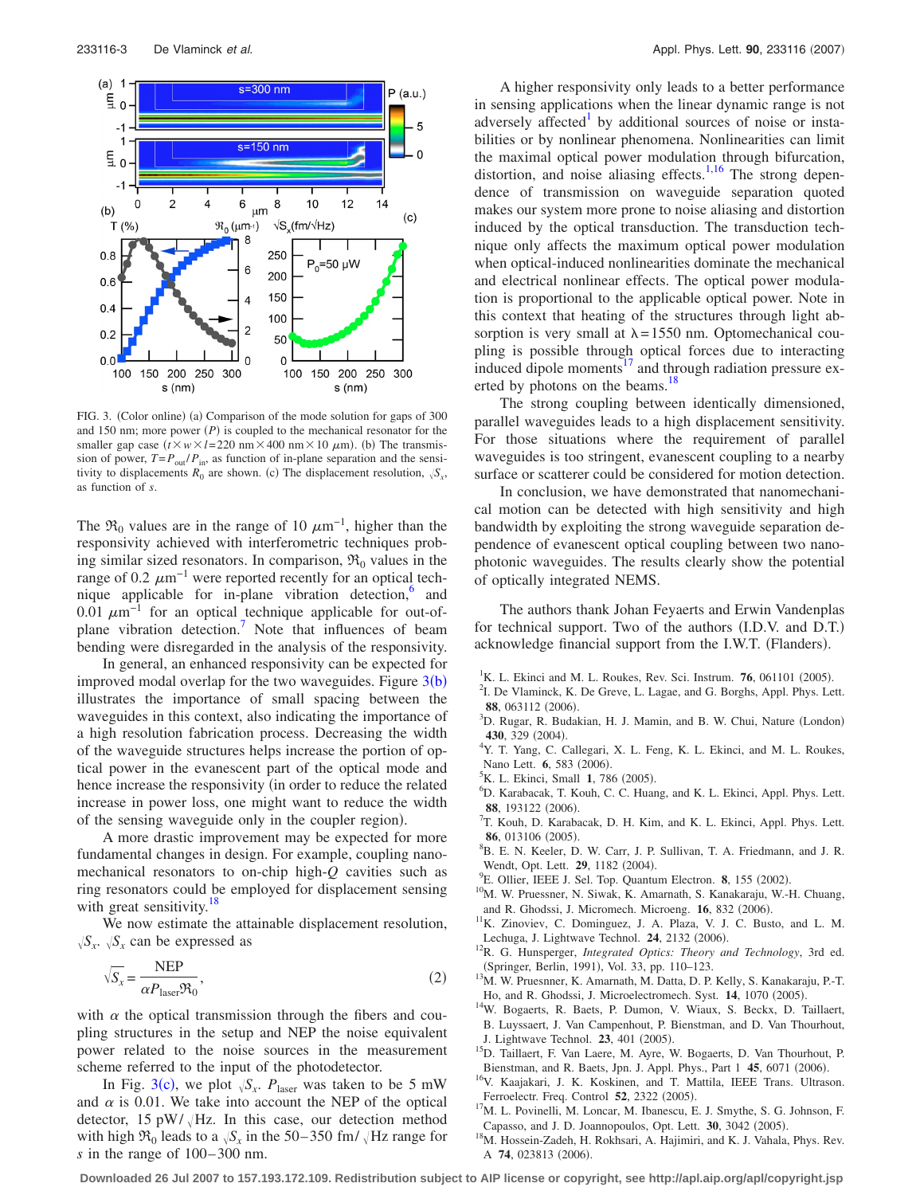(a)

μm 1 0 -1 s=300 nm

μm 1 0 -1 s=150 nm

0 2 4 6 8 10 12 14 μm

P (a.u.) 5 0

(b) T (%) $\Re_0$ ($\mu$m$^{-1}$)

0.8 0.6 0.4 0.2 0.0

8 6 4 2 0

100 150 200 250 300 s (nm)

(c) $\sqrt{S_x}$(fm/√Hz)

$P_0$=50 μW

250 200 150 100 50 0

100 150 200 250 300 s (nm)

FIG. 3. (Color online) (a) Comparison of the mode solution for gaps of 300 and 150 nm; more power ($P$) is coupled to the mechanical resonator for the smaller gap case ($t \times w \times l$=220 nm×400 nm×10 μm). (b) The transmission of power, $T=P_{out}/P_{in}$, as function of in-plane separation and the sensitivity to displacements $R_0$ are shown. (c) The displacement resolution, $\sqrt{S_x}$, as function of $s$.

The $\Re_0$ values are in the range of 10 $\mu$m$^{-1}$, higher than the responsivity achieved with interferometric techniques probing similar sized resonators. In comparison, $\Re_0$ values in the range of 0.2 $\mu$m$^{-1}$ were reported recently for an optical technique applicable for in-plane vibration detection,[6] and 0.01 $\mu$m$^{-1}$ for an optical technique applicable for out-of-plane vibration detection.[7] Note that influences of beam bending were disregarded in the analysis of the responsivity.

In general, an enhanced responsivity can be expected for improved modal overlap for the two waveguides. Figure 3(b) illustrates the importance of small spacing between the waveguides in this context, also indicating the importance of a high resolution fabrication process. Decreasing the width of the waveguide structures helps increase the portion of optical power in the evanescent part of the optical mode and hence increase the responsivity (in order to reduce the related increase in power loss, one might want to reduce the width of the sensing waveguide only in the coupler region).

A more drastic improvement may be expected for more fundamental changes in design. For example, coupling nanomechanical resonators to on-chip high-$Q$ cavities such as ring resonators could be employed for displacement sensing with great sensitivity.[18]

We now estimate the attainable displacement resolution, $\sqrt{S_x}$. $\sqrt{S_x}$ can be expressed as

$$\sqrt{S_x} = \frac{\mathrm{NEP}}{\alpha P_{\mathrm{laser}} \Re_0}, \tag{2}$$

with $\alpha$ the optical transmission through the fibers and coupling structures in the setup and NEP the noise equivalent power related to the noise sources in the measurement scheme referred to the input of the photodetector.

In Fig. 3(c), we plot $\sqrt{S_x}$. $P_{\mathrm{laser}}$ was taken to be 5 mW and $\alpha$ is 0.01. We take into account the NEP of the optical detector, 15 pW/$\sqrt{\mathrm{Hz}}$. In this case, our detection method with high $\Re_0$ leads to a $\sqrt{S_x}$ in the 50–350 fm/$\sqrt{\mathrm{Hz}}$ range for $s$ in the range of 100–300 nm.

A higher responsivity only leads to a better performance in sensing applications when the linear dynamic range is not adversely affected[1] by additional sources of noise or instabilities or by nonlinear phenomena. Nonlinearities can limit the maximal optical power modulation through bifurcation, distortion, and noise aliasing effects.[1,16] The strong dependence of transmission on waveguide separation quoted makes our system more prone to noise aliasing and distortion induced by the optical transduction. The transduction technique only affects the maximum optical power modulation when optical-induced nonlinearities dominate the mechanical and electrical nonlinear effects. The optical power modulation is proportional to the applicable optical power. Note in this context that heating of the structures through light absorption is very small at $\lambda$=1550 nm. Optomechanical coupling is possible through optical forces due to interacting induced dipole moments[17] and through radiation pressure exerted by photons on the beams.[18]

The strong coupling between identically dimensioned, parallel waveguides leads to a high displacement sensitivity. For those situations where the requirement of parallel waveguides is too stringent, evanescent coupling to a nearby surface or scatterer could be considered for motion detection.

In conclusion, we have demonstrated that nanomechanical motion can be detected with high sensitivity and high bandwidth by exploiting the strong waveguide separation dependence of evanescent optical coupling between two nanophotonic waveguides. The results clearly show the potential of optically integrated NEMS.

The authors thank Johan Feyaerts and Erwin Vandenplas for technical support. Two of the authors (I.D.V. and D.T.) acknowledge financial support from the I.W.T. (Flanders).

[1] K. L. Ekinci and M. L. Roukes, Rev. Sci. Instrum. **76**, 061101 (2005).
[2] I. De Vlaminck, K. De Greve, L. Lagae, and G. Borghs, Appl. Phys. Lett. **88**, 063112 (2006).
[3] D. Rugar, R. Budakian, H. J. Mamin, and B. W. Chui, Nature (London) **430**, 329 (2004).
[4] Y. T. Yang, C. Callegari, X. L. Feng, K. L. Ekinci, and M. L. Roukes, Nano Lett. **6**, 583 (2006).
[5] K. L. Ekinci, Small **1**, 786 (2005).
[6] D. Karabacak, T. Kouh, C. C. Huang, and K. L. Ekinci, Appl. Phys. Lett. **88**, 193122 (2006).
[7] T. Kouh, D. Karabacak, D. H. Kim, and K. L. Ekinci, Appl. Phys. Lett. **86**, 013106 (2005).
[8] B. E. N. Keeler, D. W. Carr, J. P. Sullivan, T. A. Friedmann, and J. R. Wendt, Opt. Lett. **29**, 1182 (2004).
[9] E. Ollier, IEEE J. Sel. Top. Quantum Electron. **8**, 155 (2002).
[10] M. W. Pruessner, N. Siwak, K. Amarnath, S. Kanakaraju, W.-H. Chuang, and R. Ghodssi, J. Micromech. Microeng. **16**, 832 (2006).
[11] K. Zinoviev, C. Dominguez, J. A. Plaza, V. J. C. Busto, and L. M. Lechuga, J. Lightwave Technol. **24**, 2132 (2006).
[12] R. G. Hunsperger, *Integrated Optics: Theory and Technology*, 3rd ed. (Springer, Berlin, 1991), Vol. 33, pp. 110–123.
[13] M. W. Pruesnner, K. Amarnath, M. Datta, D. P. Kelly, S. Kanakaraju, P.-T. Ho, and R. Ghodssi, J. Microelectromech. Syst. **14**, 1070 (2005).
[14] W. Bogaerts, R. Baets, P. Dumon, V. Wiaux, S. Beckx, D. Taillaert, B. Luyssaert, J. Van Campenhout, P. Bienstman, and D. Van Thourhout, J. Lightwave Technol. **23**, 401 (2005).
[15] D. Taillaert, F. Van Laere, M. Ayre, W. Bogaerts, D. Van Thourhout, P. Bienstman, and R. Baets, Jpn. J. Appl. Phys., Part 1 **45**, 6071 (2006).
[16] V. Kaajakari, J. K. Koskinen, and T. Mattila, IEEE Trans. Ultrason. Ferroelectr. Freq. Control **52**, 2322 (2005).
[17] M. L. Povinelli, M. Loncar, M. Ibanescu, E. J. Smythe, S. G. Johnson, F. Capasso, and J. D. Joannopoulos, Opt. Lett. **30**, 3042 (2005).
[18] M. Hossein-Zadeh, H. Rokhsari, A. Hajimiri, and K. J. Vahala, Phys. Rev. A **74**, 023813 (2006).